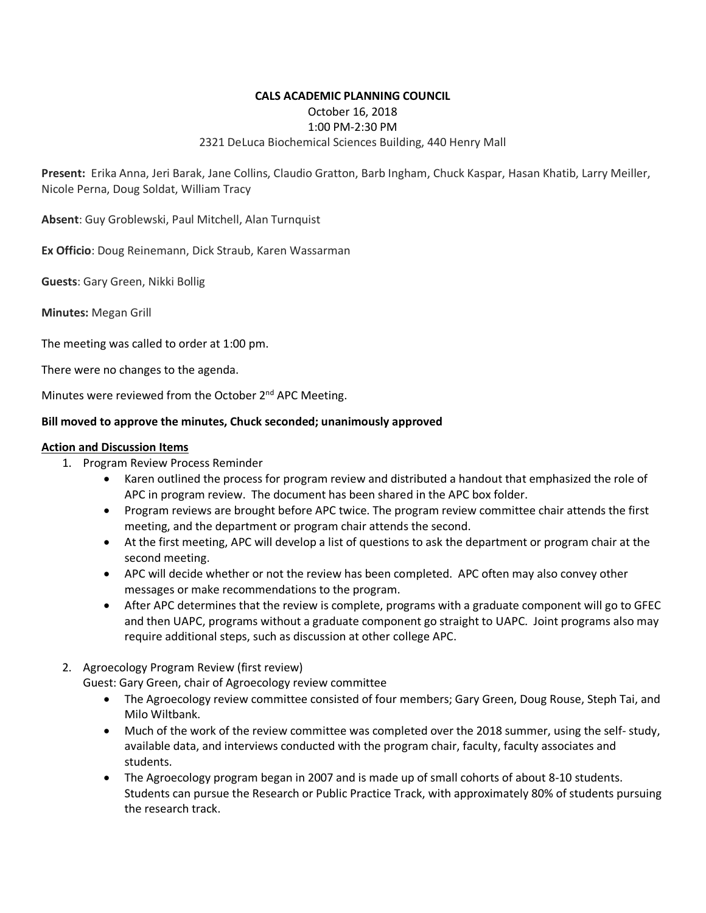**CALS ACADEMIC PLANNING COUNCIL**

October 16, 2018

1:00 PM-2:30 PM

2321 DeLuca Biochemical Sciences Building, 440 Henry Mall

**Present:** Erika Anna, Jeri Barak, Jane Collins, Claudio Gratton, Barb Ingham, Chuck Kaspar, Hasan Khatib, Larry Meiller, Nicole Perna, Doug Soldat, William Tracy

**Absent**: Guy Groblewski, Paul Mitchell, Alan Turnquist

**Ex Officio**: Doug Reinemann, Dick Straub, Karen Wassarman

**Guests**: Gary Green, Nikki Bollig

**Minutes:** Megan Grill

The meeting was called to order at 1:00 pm.

There were no changes to the agenda.

Minutes were reviewed from the October 2nd APC Meeting.

**Bill moved to approve the minutes, Chuck seconded; unanimously approved**

**Action and Discussion Items**

1. Program Review Process Reminder
   - Karen outlined the process for program review and distributed a handout that emphasized the role of APC in program review. The document has been shared in the APC box folder.
   - Program reviews are brought before APC twice. The program review committee chair attends the first meeting, and the department or program chair attends the second.
   - At the first meeting, APC will develop a list of questions to ask the department or program chair at the second meeting.
   - APC will decide whether or not the review has been completed. APC often may also convey other messages or make recommendations to the program.
   - After APC determines that the review is complete, programs with a graduate component will go to GFEC and then UAPC, programs without a graduate component go straight to UAPC. Joint programs also may require additional steps, such as discussion at other college APC.

2. Agroecology Program Review (first review)

   Guest: Gary Green, chair of Agroecology review committee
   - The Agroecology review committee consisted of four members; Gary Green, Doug Rouse, Steph Tai, and Milo Wiltbank.
   - Much of the work of the review committee was completed over the 2018 summer, using the self- study, available data, and interviews conducted with the program chair, faculty, faculty associates and students.
   - The Agroecology program began in 2007 and is made up of small cohorts of about 8-10 students. Students can pursue the Research or Public Practice Track, with approximately 80% of students pursuing the research track.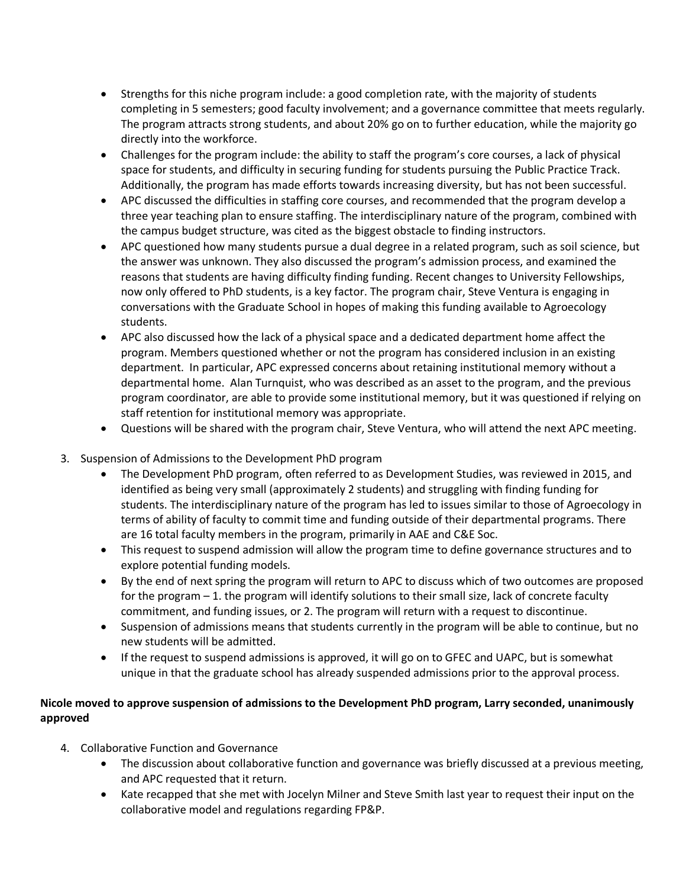- Strengths for this niche program include: a good completion rate, with the majority of students completing in 5 semesters; good faculty involvement; and a governance committee that meets regularly. The program attracts strong students, and about 20% go on to further education, while the majority go directly into the workforce.
- Challenges for the program include: the ability to staff the program's core courses, a lack of physical space for students, and difficulty in securing funding for students pursuing the Public Practice Track. Additionally, the program has made efforts towards increasing diversity, but has not been successful.
- APC discussed the difficulties in staffing core courses, and recommended that the program develop a three year teaching plan to ensure staffing. The interdisciplinary nature of the program, combined with the campus budget structure, was cited as the biggest obstacle to finding instructors.
- APC questioned how many students pursue a dual degree in a related program, such as soil science, but the answer was unknown. They also discussed the program's admission process, and examined the reasons that students are having difficulty finding funding. Recent changes to University Fellowships, now only offered to PhD students, is a key factor. The program chair, Steve Ventura is engaging in conversations with the Graduate School in hopes of making this funding available to Agroecology students.
- APC also discussed how the lack of a physical space and a dedicated department home affect the program. Members questioned whether or not the program has considered inclusion in an existing department. In particular, APC expressed concerns about retaining institutional memory without a departmental home. Alan Turnquist, who was described as an asset to the program, and the previous program coordinator, are able to provide some institutional memory, but it was questioned if relying on staff retention for institutional memory was appropriate.
- Questions will be shared with the program chair, Steve Ventura, who will attend the next APC meeting.

3. Suspension of Admissions to the Development PhD program
   - The Development PhD program, often referred to as Development Studies, was reviewed in 2015, and identified as being very small (approximately 2 students) and struggling with finding funding for students. The interdisciplinary nature of the program has led to issues similar to those of Agroecology in terms of ability of faculty to commit time and funding outside of their departmental programs. There are 16 total faculty members in the program, primarily in AAE and C&E Soc.
   - This request to suspend admission will allow the program time to define governance structures and to explore potential funding models.
   - By the end of next spring the program will return to APC to discuss which of two outcomes are proposed for the program – 1. the program will identify solutions to their small size, lack of concrete faculty commitment, and funding issues, or 2. The program will return with a request to discontinue.
   - Suspension of admissions means that students currently in the program will be able to continue, but no new students will be admitted.
   - If the request to suspend admissions is approved, it will go on to GFEC and UAPC, but is somewhat unique in that the graduate school has already suspended admissions prior to the approval process.

**Nicole moved to approve suspension of admissions to the Development PhD program, Larry seconded, unanimously approved**

4. Collaborative Function and Governance
   - The discussion about collaborative function and governance was briefly discussed at a previous meeting, and APC requested that it return.
   - Kate recapped that she met with Jocelyn Milner and Steve Smith last year to request their input on the collaborative model and regulations regarding FP&P.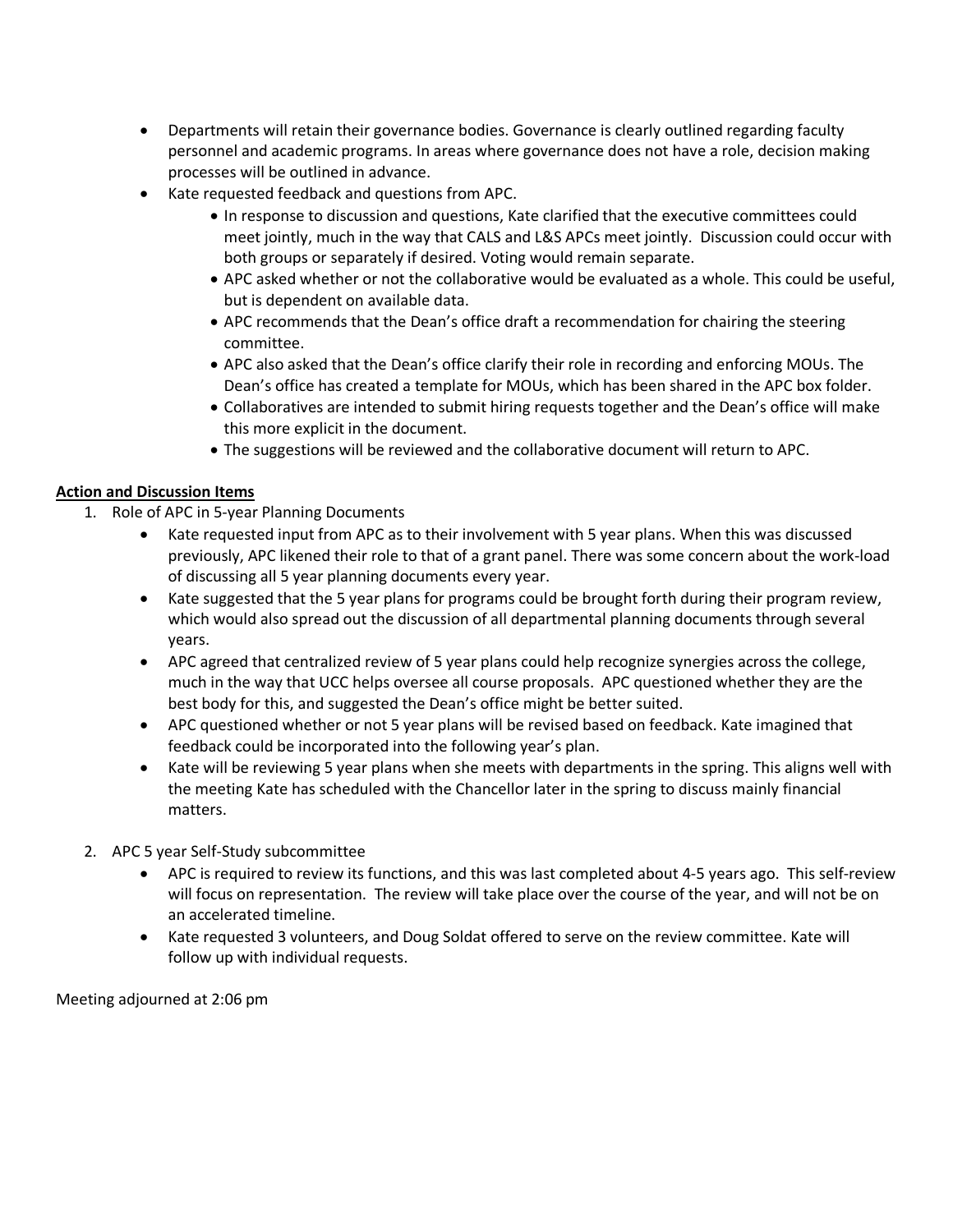- Departments will retain their governance bodies. Governance is clearly outlined regarding faculty personnel and academic programs. In areas where governance does not have a role, decision making processes will be outlined in advance.
- Kate requested feedback and questions from APC.
    - In response to discussion and questions, Kate clarified that the executive committees could meet jointly, much in the way that CALS and L&S APCs meet jointly. Discussion could occur with both groups or separately if desired. Voting would remain separate.
    - APC asked whether or not the collaborative would be evaluated as a whole. This could be useful, but is dependent on available data.
    - APC recommends that the Dean's office draft a recommendation for chairing the steering committee.
    - APC also asked that the Dean's office clarify their role in recording and enforcing MOUs. The Dean's office has created a template for MOUs, which has been shared in the APC box folder.
    - Collaboratives are intended to submit hiring requests together and the Dean's office will make this more explicit in the document.
    - The suggestions will be reviewed and the collaborative document will return to APC.

**<u>Action and Discussion Items</u>**

1. Role of APC in 5-year Planning Documents
    - Kate requested input from APC as to their involvement with 5 year plans. When this was discussed previously, APC likened their role to that of a grant panel. There was some concern about the work-load of discussing all 5 year planning documents every year.
    - Kate suggested that the 5 year plans for programs could be brought forth during their program review, which would also spread out the discussion of all departmental planning documents through several years.
    - APC agreed that centralized review of 5 year plans could help recognize synergies across the college, much in the way that UCC helps oversee all course proposals. APC questioned whether they are the best body for this, and suggested the Dean's office might be better suited.
    - APC questioned whether or not 5 year plans will be revised based on feedback. Kate imagined that feedback could be incorporated into the following year's plan.
    - Kate will be reviewing 5 year plans when she meets with departments in the spring. This aligns well with the meeting Kate has scheduled with the Chancellor later in the spring to discuss mainly financial matters.

2. APC 5 year Self-Study subcommittee
    - APC is required to review its functions, and this was last completed about 4-5 years ago. This self-review will focus on representation. The review will take place over the course of the year, and will not be on an accelerated timeline.
    - Kate requested 3 volunteers, and Doug Soldat offered to serve on the review committee. Kate will follow up with individual requests.

Meeting adjourned at 2:06 pm